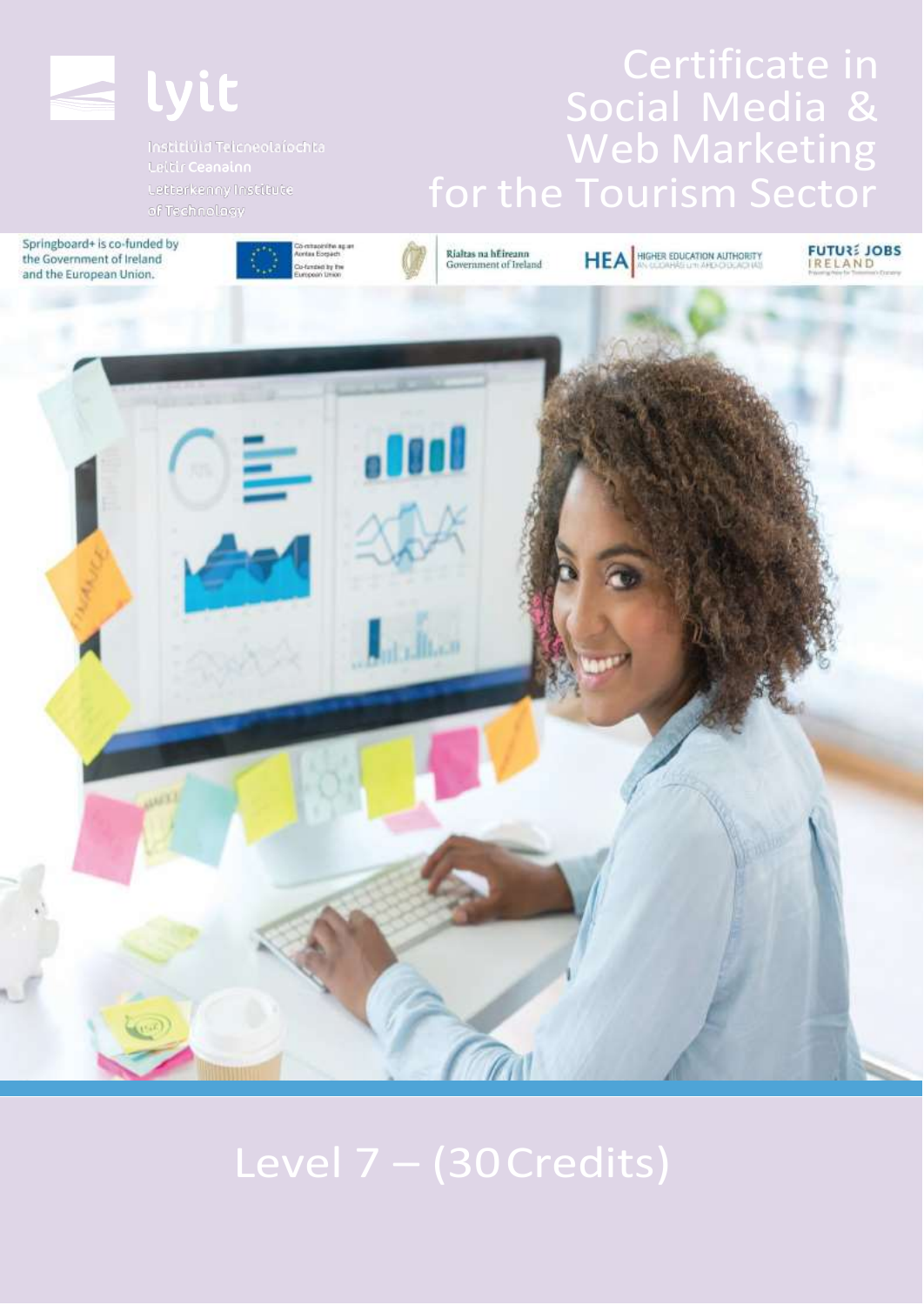lyit

Institiúid Teicneolaíochta
Leitir Ceanainn
Letterkenny Institute
of Technology

# Certificate in Social Media & Web Marketing for the Tourism Sector

Springboard+ is co-funded by the Government of Ireland and the European Union.

Co-mhaoinithe ag an Aontas Eorpach
Co-funded by the European Union

Rialtas na hÉireann
Government of Ireland

HEA HIGHER EDUCATION AUTHORITY

FUTURE JOBS IRELAND

Level 7 – (30 Credits)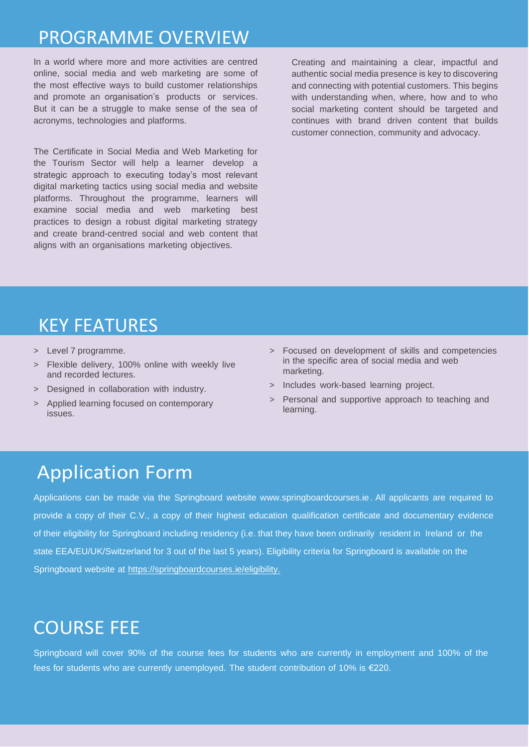## PROGRAMME OVERVIEW

In a world where more and more activities are centred online, social media and web marketing are some of the most effective ways to build customer relationships and promote an organisation's products or services. But it can be a struggle to make sense of the sea of acronyms, technologies and platforms.

The Certificate in Social Media and Web Marketing for the Tourism Sector will help a learner develop a strategic approach to executing today's most relevant digital marketing tactics using social media and website platforms. Throughout the programme, learners will examine social media and web marketing best practices to design a robust digital marketing strategy and create brand-centred social and web content that aligns with an organisations marketing objectives.

Creating and maintaining a clear, impactful and authentic social media presence is key to discovering and connecting with potential customers. This begins with understanding when, where, how and to who social marketing content should be targeted and continues with brand driven content that builds customer connection, community and advocacy.

## KEY FEATURES

- Level 7 programme.
- Flexible delivery, 100% online with weekly live and recorded lectures.
- Designed in collaboration with industry.
- Applied learning focused on contemporary issues.
- Focused on development of skills and competencies in the specific area of social media and web marketing.
- Includes work-based learning project.
- Personal and supportive approach to teaching and learning.

## Application Form

Applications can be made via the Springboard website www.springboardcourses.ie. All applicants are required to provide a copy of their C.V., a copy of their highest education qualification certificate and documentary evidence of their eligibility for Springboard including residency (i.e. that they have been ordinarily resident in Ireland or the state EEA/EU/UK/Switzerland for 3 out of the last 5 years). Eligibility criteria for Springboard is available on the Springboard website at https://springboardcourses.ie/eligibility.

## COURSE FEE

Springboard will cover 90% of the course fees for students who are currently in employment and 100% of the fees for students who are currently unemployed. The student contribution of 10% is €220.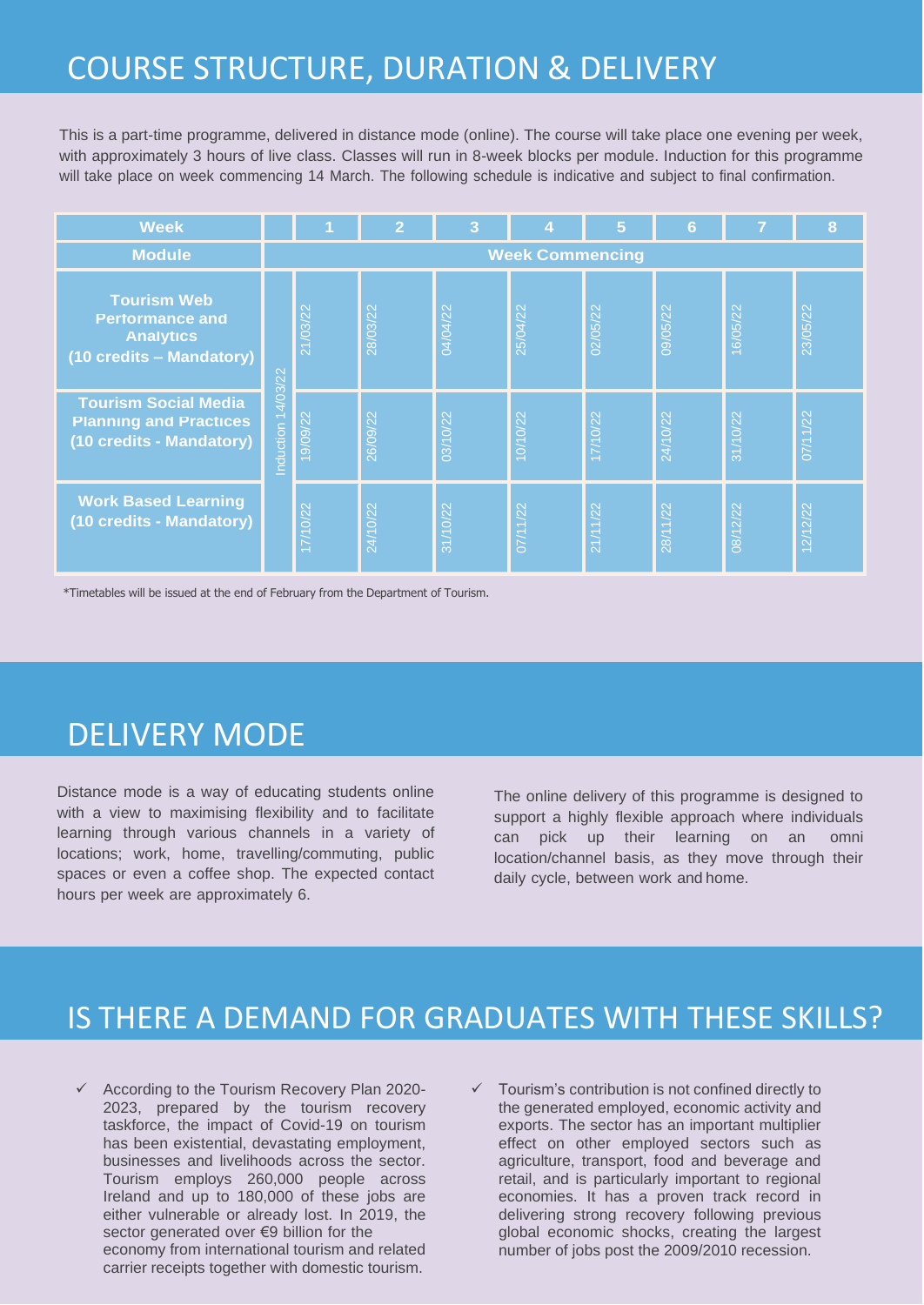# COURSE STRUCTURE, DURATION & DELIVERY

This is a part-time programme, delivered in distance mode (online). The course will take place one evening per week, with approximately 3 hours of live class. Classes will run in 8-week blocks per module. Induction for this programme will take place on week commencing 14 March. The following schedule is indicative and subject to final confirmation.

| Week | | 1 | 2 | 3 | 4 | 5 | 6 | 7 | 8 |
|---|---|---|---|---|---|---|---|---|---|
| **Module** | | **Week Commencing** | | | | | | | |
| **Tourism Web Performance and Analytics (10 credits – Mandatory)** | Induction 14/03/22 | 21/03/22 | 28/03/22 | 04/04/22 | 25/04/22 | 02/05/22 | 09/05/22 | 16/05/22 | 23/05/22 |
| **Tourism Social Media Planning and Practices (10 credits - Mandatory)** | | 19/09/22 | 26/09/22 | 03/10/22 | 10/10/22 | 17/10/22 | 24/10/22 | 31/10/22 | 07/11/22 |
| **Work Based Learning (10 credits - Mandatory)** | | 17/10/22 | 24/10/22 | 31/10/22 | 07/11/22 | 21/11/22 | 28/11/22 | 08/12/22 | 12/12/22 |

*Timetables will be issued at the end of February from the Department of Tourism.

# DELIVERY MODE

Distance mode is a way of educating students online with a view to maximising flexibility and to facilitate learning through various channels in a variety of locations; work, home, travelling/commuting, public spaces or even a coffee shop. The expected contact hours per week are approximately 6.

The online delivery of this programme is designed to support a highly flexible approach where individuals can pick up their learning on an omni location/channel basis, as they move through their daily cycle, between work and home.

# IS THERE A DEMAND FOR GRADUATES WITH THESE SKILLS?

- ✓ According to the Tourism Recovery Plan 2020-2023, prepared by the tourism recovery taskforce, the impact of Covid-19 on tourism has been existential, devastating employment, businesses and livelihoods across the sector. Tourism employs 260,000 people across Ireland and up to 180,000 of these jobs are either vulnerable or already lost. In 2019, the sector generated over €9 billion for the economy from international tourism and related carrier receipts together with domestic tourism.
- ✓ Tourism's contribution is not confined directly to the generated employed, economic activity and exports. The sector has an important multiplier effect on other employed sectors such as agriculture, transport, food and beverage and retail, and is particularly important to regional economies. It has a proven track record in delivering strong recovery following previous global economic shocks, creating the largest number of jobs post the 2009/2010 recession.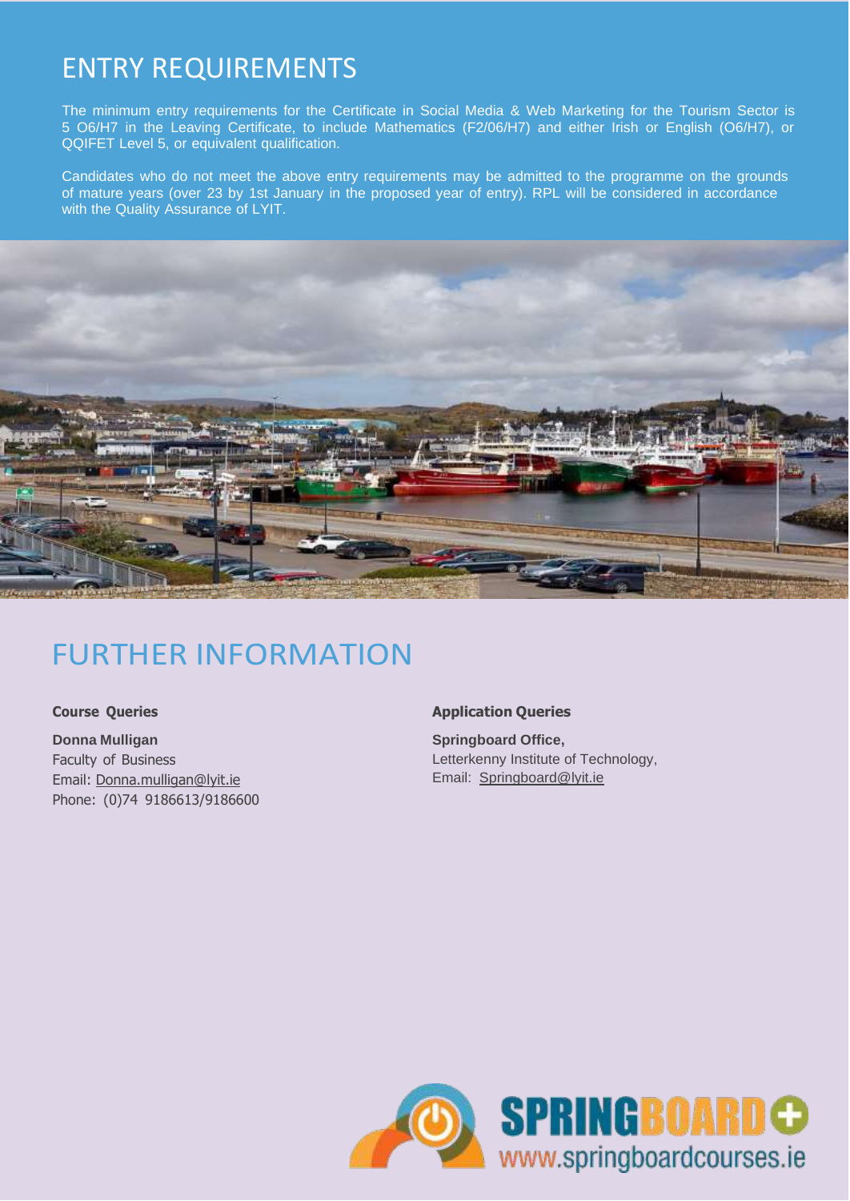## ENTRY REQUIREMENTS

The minimum entry requirements for the Certificate in Social Media & Web Marketing for the Tourism Sector is 5 O6/H7 in the Leaving Certificate, to include Mathematics (F2/06/H7) and either Irish or English (O6/H7), or QQIFET Level 5, or equivalent qualification.

Candidates who do not meet the above entry requirements may be admitted to the programme on the grounds of mature years (over 23 by 1st January in the proposed year of entry). RPL will be considered in accordance with the Quality Assurance of LYIT.

## FURTHER INFORMATION

**Course Queries**

**Donna Mulligan**
Faculty of Business
Email: Donna.mulligan@lyit.ie
Phone: (0)74 9186613/9186600

**Application Queries**

**Springboard Office,**
Letterkenny Institute of Technology,
Email: Springboard@lyit.ie

SPRINGBOARD+
www.springboardcourses.ie